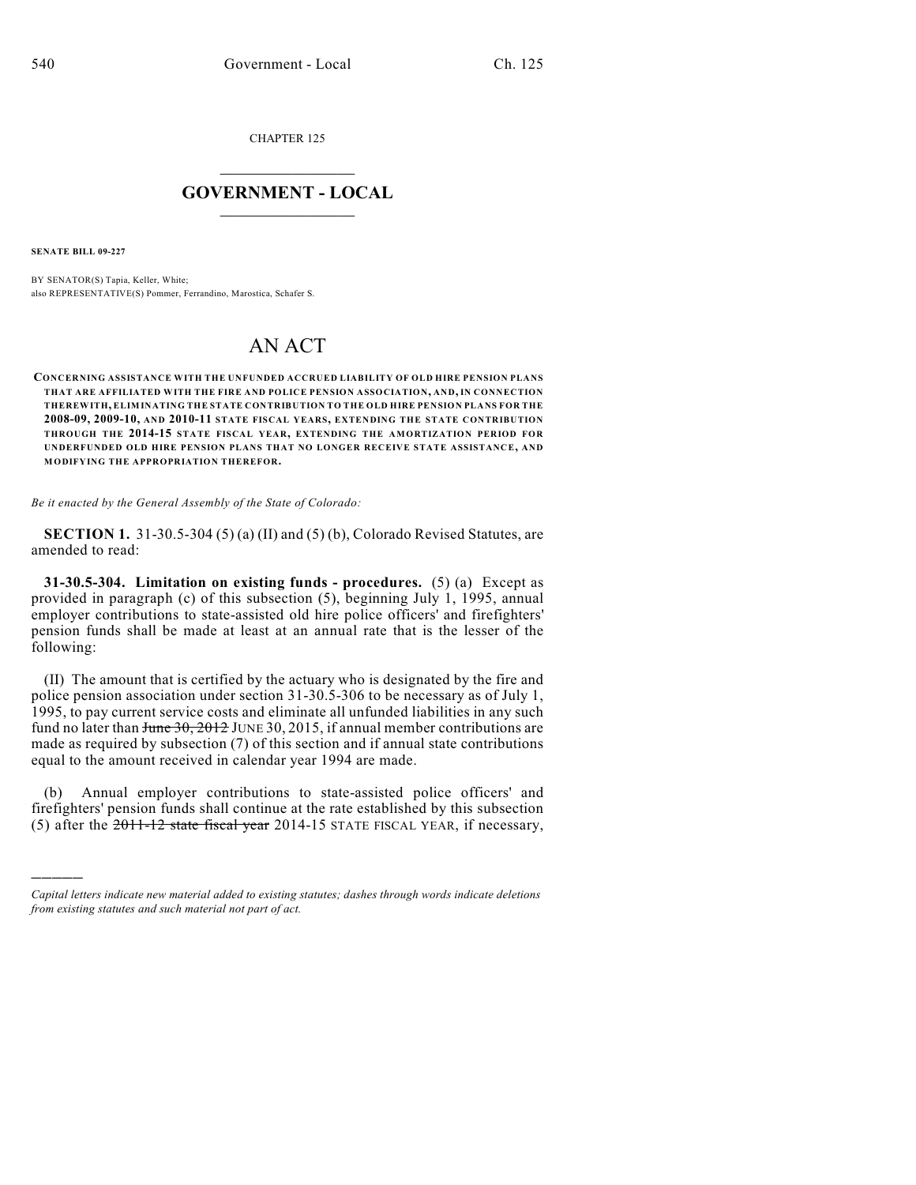CHAPTER 125

# GOVERNMENT - LOCAL

**SENATE BILL 09-227**

BY SENATOR(S) Tapia, Keller, White;
also REPRESENTATIVE(S) Pommer, Ferrandino, Marostica, Schafer S.

# AN ACT

**CONCERNING ASSISTANCE WITH THE UNFUNDED ACCRUED LIABILITY OF OLD HIRE PENSION PLANS THAT ARE AFFILIATED WITH THE FIRE AND POLICE PENSION ASSOCIATION, AND, IN CONNECTION THEREWITH, ELIMINATING THE STATE CONTRIBUTION TO THE OLD HIRE PENSION PLANS FOR THE 2008-09, 2009-10, AND 2010-11 STATE FISCAL YEARS, EXTENDING THE STATE CONTRIBUTION THROUGH THE 2014-15 STATE FISCAL YEAR, EXTENDING THE AMORTIZATION PERIOD FOR UNDERFUNDED OLD HIRE PENSION PLANS THAT NO LONGER RECEIVE STATE ASSISTANCE, AND MODIFYING THE APPROPRIATION THEREFOR.**

*Be it enacted by the General Assembly of the State of Colorado:*

**SECTION 1.** 31-30.5-304 (5) (a) (II) and (5) (b), Colorado Revised Statutes, are amended to read:

**31-30.5-304. Limitation on existing funds - procedures.** (5) (a) Except as provided in paragraph (c) of this subsection (5), beginning July 1, 1995, annual employer contributions to state-assisted old hire police officers' and firefighters' pension funds shall be made at least at an annual rate that is the lesser of the following:

(II) The amount that is certified by the actuary who is designated by the fire and police pension association under section 31-30.5-306 to be necessary as of July 1, 1995, to pay current service costs and eliminate all unfunded liabilities in any such fund no later than ~~June 30, 2012~~ JUNE 30, 2015, if annual member contributions are made as required by subsection (7) of this section and if annual state contributions equal to the amount received in calendar year 1994 are made.

(b) Annual employer contributions to state-assisted police officers' and firefighters' pension funds shall continue at the rate established by this subsection (5) after the ~~2011-12 state fiscal year~~ 2014-15 STATE FISCAL YEAR, if necessary,

---

*Capital letters indicate new material added to existing statutes; dashes through words indicate deletions from existing statutes and such material not part of act.*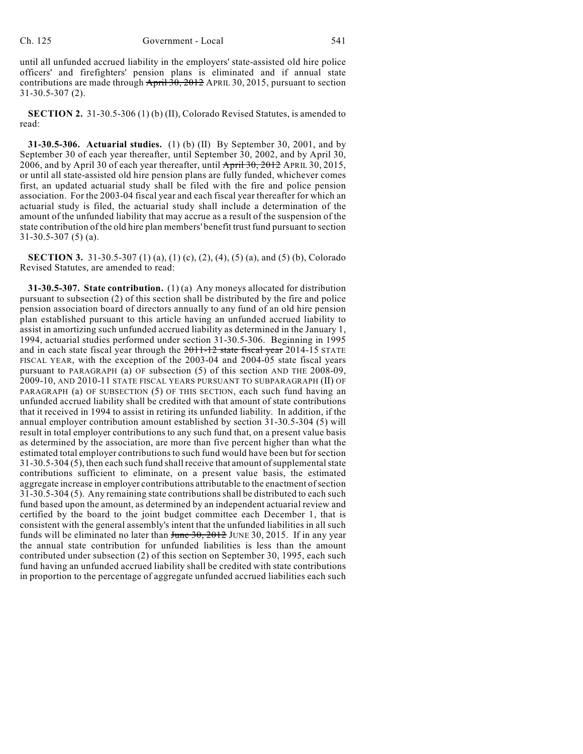until all unfunded accrued liability in the employers' state-assisted old hire police officers' and firefighters' pension plans is eliminated and if annual state contributions are made through ~~April 30, 2012~~ APRIL 30, 2015, pursuant to section 31-30.5-307 (2).

**SECTION 2.** 31-30.5-306 (1) (b) (II), Colorado Revised Statutes, is amended to read:

**31-30.5-306. Actuarial studies.** (1) (b) (II) By September 30, 2001, and by September 30 of each year thereafter, until September 30, 2002, and by April 30, 2006, and by April 30 of each year thereafter, until ~~April 30, 2012~~ APRIL 30, 2015, or until all state-assisted old hire pension plans are fully funded, whichever comes first, an updated actuarial study shall be filed with the fire and police pension association. For the 2003-04 fiscal year and each fiscal year thereafter for which an actuarial study is filed, the actuarial study shall include a determination of the amount of the unfunded liability that may accrue as a result of the suspension of the state contribution of the old hire plan members' benefit trust fund pursuant to section 31-30.5-307 (5) (a).

**SECTION 3.** 31-30.5-307 (1) (a), (1) (c), (2), (4), (5) (a), and (5) (b), Colorado Revised Statutes, are amended to read:

**31-30.5-307. State contribution.** (1) (a) Any moneys allocated for distribution pursuant to subsection (2) of this section shall be distributed by the fire and police pension association board of directors annually to any fund of an old hire pension plan established pursuant to this article having an unfunded accrued liability to assist in amortizing such unfunded accrued liability as determined in the January 1, 1994, actuarial studies performed under section 31-30.5-306. Beginning in 1995 and in each state fiscal year through the ~~2011-12 state fiscal year~~ 2014-15 STATE FISCAL YEAR, with the exception of the 2003-04 and 2004-05 state fiscal years pursuant to PARAGRAPH (a) OF subsection (5) of this section AND THE 2008-09, 2009-10, AND 2010-11 STATE FISCAL YEARS PURSUANT TO SUBPARAGRAPH (II) OF PARAGRAPH (a) OF SUBSECTION (5) OF THIS SECTION, each such fund having an unfunded accrued liability shall be credited with that amount of state contributions that it received in 1994 to assist in retiring its unfunded liability. In addition, if the annual employer contribution amount established by section 31-30.5-304 (5) will result in total employer contributions to any such fund that, on a present value basis as determined by the association, are more than five percent higher than what the estimated total employer contributions to such fund would have been but for section 31-30.5-304 (5), then each such fund shall receive that amount of supplemental state contributions sufficient to eliminate, on a present value basis, the estimated aggregate increase in employer contributions attributable to the enactment of section 31-30.5-304 (5). Any remaining state contributions shall be distributed to each such fund based upon the amount, as determined by an independent actuarial review and certified by the board to the joint budget committee each December 1, that is consistent with the general assembly's intent that the unfunded liabilities in all such funds will be eliminated no later than ~~June 30, 2012~~ JUNE 30, 2015. If in any year the annual state contribution for unfunded liabilities is less than the amount contributed under subsection (2) of this section on September 30, 1995, each such fund having an unfunded accrued liability shall be credited with state contributions in proportion to the percentage of aggregate unfunded accrued liabilities each such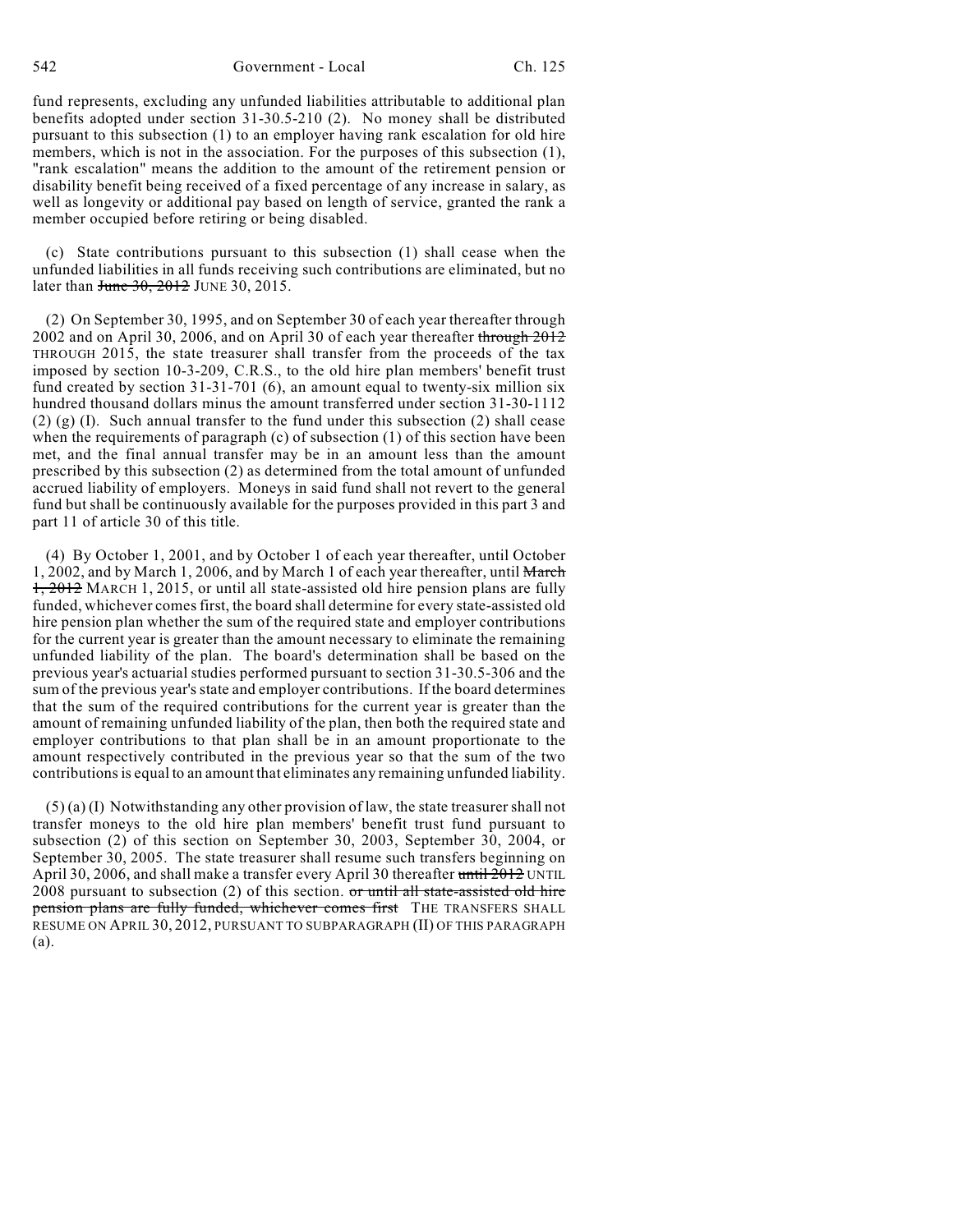fund represents, excluding any unfunded liabilities attributable to additional plan benefits adopted under section 31-30.5-210 (2). No money shall be distributed pursuant to this subsection (1) to an employer having rank escalation for old hire members, which is not in the association. For the purposes of this subsection (1), "rank escalation" means the addition to the amount of the retirement pension or disability benefit being received of a fixed percentage of any increase in salary, as well as longevity or additional pay based on length of service, granted the rank a member occupied before retiring or being disabled.

(c) State contributions pursuant to this subsection (1) shall cease when the unfunded liabilities in all funds receiving such contributions are eliminated, but no later than ~~June 30, 2012~~ JUNE 30, 2015.

(2) On September 30, 1995, and on September 30 of each year thereafter through 2002 and on April 30, 2006, and on April 30 of each year thereafter ~~through 2012~~ THROUGH 2015, the state treasurer shall transfer from the proceeds of the tax imposed by section 10-3-209, C.R.S., to the old hire plan members' benefit trust fund created by section 31-31-701 (6), an amount equal to twenty-six million six hundred thousand dollars minus the amount transferred under section 31-30-1112 (2) (g) (I). Such annual transfer to the fund under this subsection (2) shall cease when the requirements of paragraph (c) of subsection (1) of this section have been met, and the final annual transfer may be in an amount less than the amount prescribed by this subsection (2) as determined from the total amount of unfunded accrued liability of employers. Moneys in said fund shall not revert to the general fund but shall be continuously available for the purposes provided in this part 3 and part 11 of article 30 of this title.

(4) By October 1, 2001, and by October 1 of each year thereafter, until October 1, 2002, and by March 1, 2006, and by March 1 of each year thereafter, until ~~March 1, 2012~~ MARCH 1, 2015, or until all state-assisted old hire pension plans are fully funded, whichever comes first, the board shall determine for every state-assisted old hire pension plan whether the sum of the required state and employer contributions for the current year is greater than the amount necessary to eliminate the remaining unfunded liability of the plan. The board's determination shall be based on the previous year's actuarial studies performed pursuant to section 31-30.5-306 and the sum of the previous year's state and employer contributions. If the board determines that the sum of the required contributions for the current year is greater than the amount of remaining unfunded liability of the plan, then both the required state and employer contributions to that plan shall be in an amount proportionate to the amount respectively contributed in the previous year so that the sum of the two contributions is equal to an amount that eliminates any remaining unfunded liability.

(5) (a) (I) Notwithstanding any other provision of law, the state treasurer shall not transfer moneys to the old hire plan members' benefit trust fund pursuant to subsection (2) of this section on September 30, 2003, September 30, 2004, or September 30, 2005. The state treasurer shall resume such transfers beginning on April 30, 2006, and shall make a transfer every April 30 thereafter ~~until 2012~~ UNTIL 2008 pursuant to subsection (2) of this section. ~~or until all state-assisted old hire pension plans are fully funded, whichever comes first~~ THE TRANSFERS SHALL RESUME ON APRIL 30, 2012, PURSUANT TO SUBPARAGRAPH (II) OF THIS PARAGRAPH (a).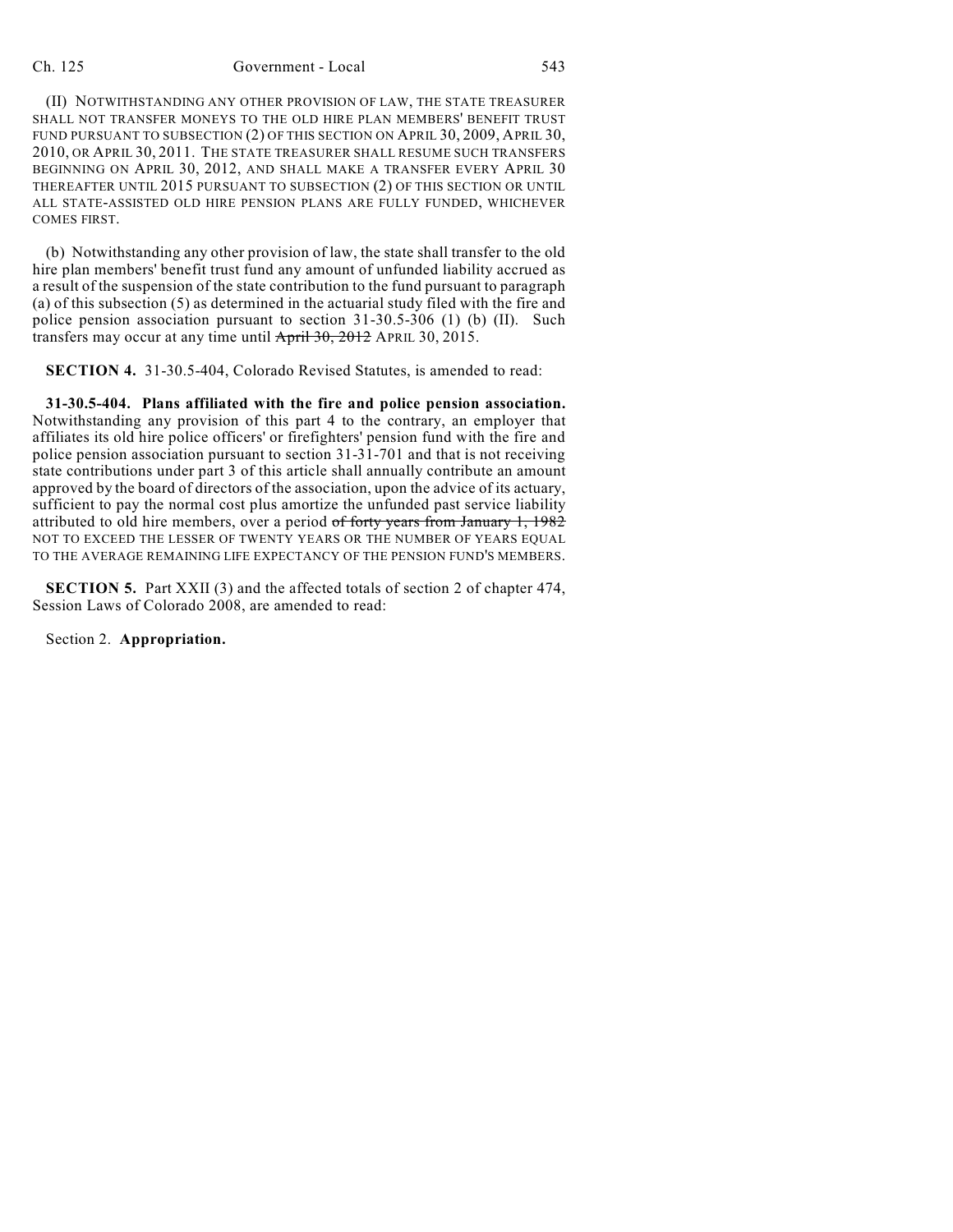(II) NOTWITHSTANDING ANY OTHER PROVISION OF LAW, THE STATE TREASURER SHALL NOT TRANSFER MONEYS TO THE OLD HIRE PLAN MEMBERS' BENEFIT TRUST FUND PURSUANT TO SUBSECTION (2) OF THIS SECTION ON APRIL 30, 2009, APRIL 30, 2010, OR APRIL 30, 2011. THE STATE TREASURER SHALL RESUME SUCH TRANSFERS BEGINNING ON APRIL 30, 2012, AND SHALL MAKE A TRANSFER EVERY APRIL 30 THEREAFTER UNTIL 2015 PURSUANT TO SUBSECTION (2) OF THIS SECTION OR UNTIL ALL STATE-ASSISTED OLD HIRE PENSION PLANS ARE FULLY FUNDED, WHICHEVER COMES FIRST.

(b) Notwithstanding any other provision of law, the state shall transfer to the old hire plan members' benefit trust fund any amount of unfunded liability accrued as a result of the suspension of the state contribution to the fund pursuant to paragraph (a) of this subsection (5) as determined in the actuarial study filed with the fire and police pension association pursuant to section 31-30.5-306 (1) (b) (II). Such transfers may occur at any time until ~~April 30, 2012~~ APRIL 30, 2015.

**SECTION 4.** 31-30.5-404, Colorado Revised Statutes, is amended to read:

**31-30.5-404. Plans affiliated with the fire and police pension association.** Notwithstanding any provision of this part 4 to the contrary, an employer that affiliates its old hire police officers' or firefighters' pension fund with the fire and police pension association pursuant to section 31-31-701 and that is not receiving state contributions under part 3 of this article shall annually contribute an amount approved by the board of directors of the association, upon the advice of its actuary, sufficient to pay the normal cost plus amortize the unfunded past service liability attributed to old hire members, over a period ~~of forty years from January 1, 1982~~ NOT TO EXCEED THE LESSER OF TWENTY YEARS OR THE NUMBER OF YEARS EQUAL TO THE AVERAGE REMAINING LIFE EXPECTANCY OF THE PENSION FUND'S MEMBERS.

**SECTION 5.** Part XXII (3) and the affected totals of section 2 of chapter 474, Session Laws of Colorado 2008, are amended to read:

Section 2. **Appropriation.**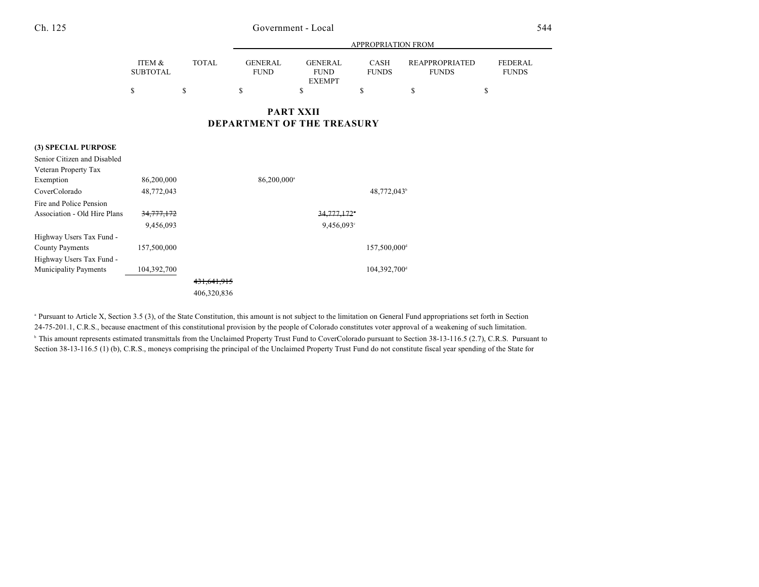## PART XXII
## DEPARTMENT OF THE TREASURY

| | ITEM & SUBTOTAL | TOTAL | APPROPRIATION FROM GENERAL FUND | GENERAL FUND EXEMPT | CASH FUNDS | REAPPROPRIATED FUNDS | FEDERAL FUNDS |
|---|---|---|---|---|---|---|---|
| | $ | $ | $ | $ | $ | $ | $ |
| **(3) SPECIAL PURPOSE** | | | | | | | |
| Senior Citizen and Disabled Veteran Property Tax Exemption | 86,200,000 | | 86,200,000[a] | | | | |
| CoverColorado | 48,772,043 | | | | 48,772,043[b] | | |
| Fire and Police Pension Association - Old Hire Plans | ~~34,777,172~~ | | | ~~34,777,172~~[c] | | | |
| | 9,456,093 | | | 9,456,093[c] | | | |
| Highway Users Tax Fund - County Payments | 157,500,000 | | | | 157,500,000[d] | | |
| Highway Users Tax Fund - Municipality Payments | 104,392,700 | | | | 104,392,700[d] | | |
| | | ~~431,641,915~~ | | | | | |
| | | 406,320,836 | | | | | |

[a] Pursuant to Article X, Section 3.5 (3), of the State Constitution, this amount is not subject to the limitation on General Fund appropriations set forth in Section 24-75-201.1, C.R.S., because enactment of this constitutional provision by the people of Colorado constitutes voter approval of a weakening of such limitation.

[b] This amount represents estimated transmittals from the Unclaimed Property Trust Fund to CoverColorado pursuant to Section 38-13-116.5 (2.7), C.R.S. Pursuant to Section 38-13-116.5 (1) (b), C.R.S., moneys comprising the principal of the Unclaimed Property Trust Fund do not constitute fiscal year spending of the State for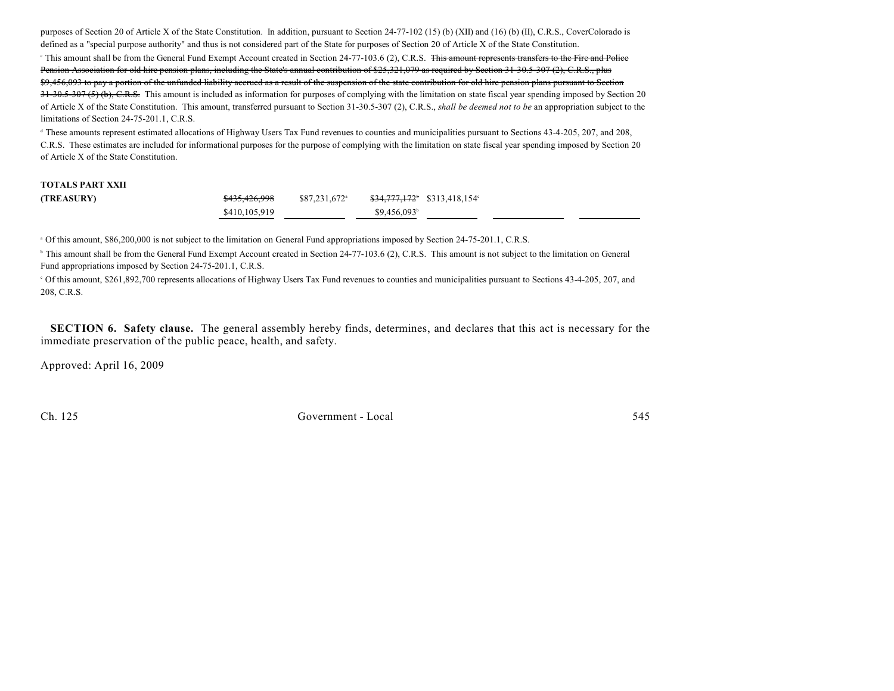purposes of Section 20 of Article X of the State Constitution. In addition, pursuant to Section 24-77-102 (15) (b) (XII) and (16) (b) (II), C.R.S., CoverColorado is defined as a "special purpose authority" and thus is not considered part of the State for purposes of Section 20 of Article X of the State Constitution.

[c] This amount shall be from the General Fund Exempt Account created in Section 24-77-103.6 (2), C.R.S. ~~This amount represents transfers to the Fire and Police Pension Association for old hire pension plans, including the State's annual contribution of $25,321,079 as required by Section 31-30.5-307 (2), C.R.S., plus $9,456,093 to pay a portion of the unfunded liability accrued as a result of the suspension of the state contribution for old hire pension plans pursuant to Section 31-30.5-307 (5) (b), C.R.S.~~ This amount is included as information for purposes of complying with the limitation on state fiscal year spending imposed by Section 20 of Article X of the State Constitution. This amount, transferred pursuant to Section 31-30.5-307 (2), C.R.S., *shall be deemed not to be* an appropriation subject to the limitations of Section 24-75-201.1, C.R.S.

[d] These amounts represent estimated allocations of Highway Users Tax Fund revenues to counties and municipalities pursuant to Sections 43-4-205, 207, and 208, C.R.S. These estimates are included for informational purposes for the purpose of complying with the limitation on state fiscal year spending imposed by Section 20 of Article X of the State Constitution.

**TOTALS PART XXII**

| | | | | | | |
|---|---|---|---|---|---|---|
| **(TREASURY)** | ~~$435,426,998~~ $410,105,919 | $87,231,672[a] | ~~$34,777,172~~[b] $9,456,093[b] | $313,418,154[c] | | |

[a] Of this amount, $86,200,000 is not subject to the limitation on General Fund appropriations imposed by Section 24-75-201.1, C.R.S.

[b] This amount shall be from the General Fund Exempt Account created in Section 24-77-103.6 (2), C.R.S. This amount is not subject to the limitation on General Fund appropriations imposed by Section 24-75-201.1, C.R.S.

[c] Of this amount, $261,892,700 represents allocations of Highway Users Tax Fund revenues to counties and municipalities pursuant to Sections 43-4-205, 207, and 208, C.R.S.

**SECTION 6. Safety clause.** The general assembly hereby finds, determines, and declares that this act is necessary for the immediate preservation of the public peace, health, and safety.

Approved: April 16, 2009